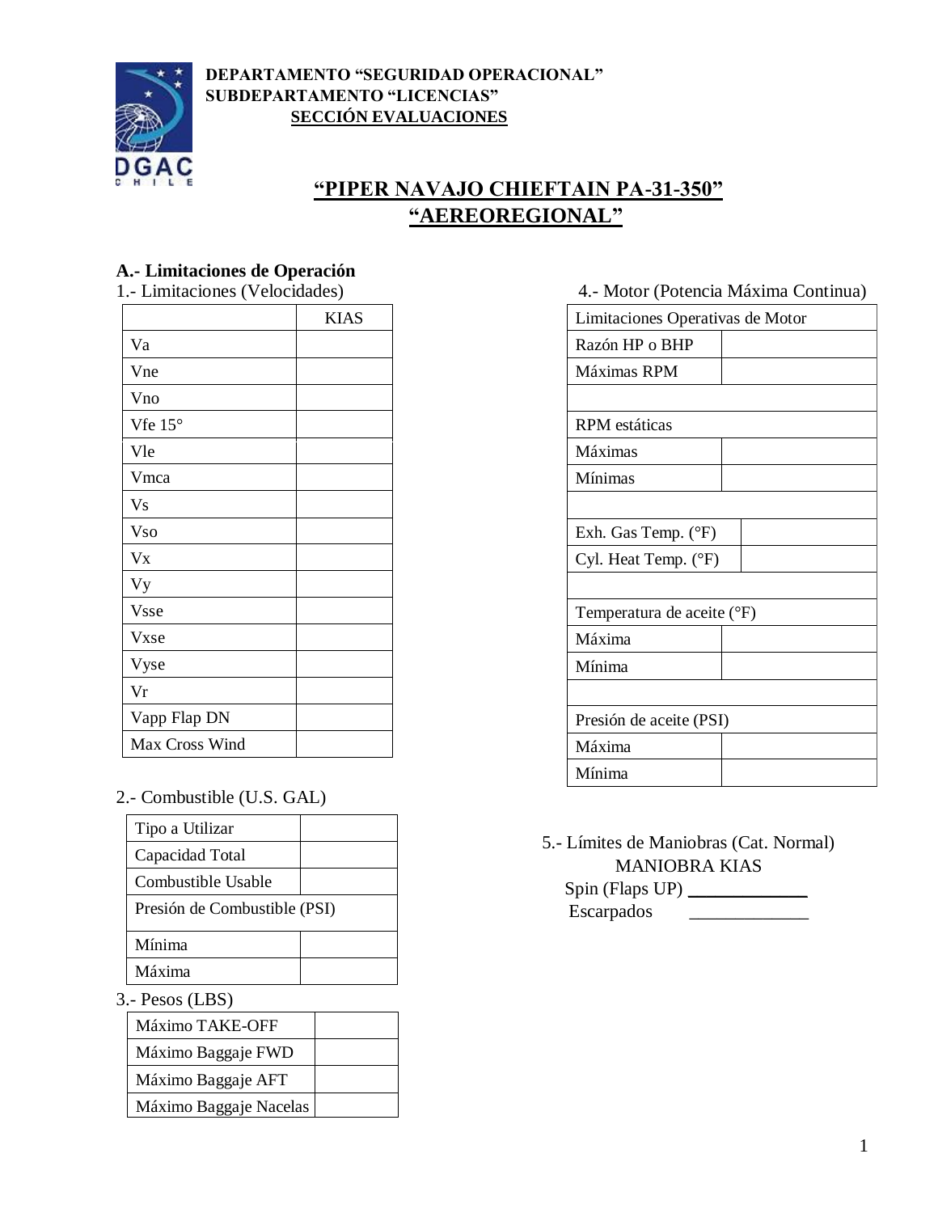**DEPARTAMENTO "SEGURIDAD OPERACIONAL"**
**SUBDEPARTAMENTO "LICENCIAS"**
**SECCIÓN EVALUACIONES**

# "PIPER NAVAJO CHIEFTAIN PA-31-350"
# "AEREOREGIONAL"

## A.- Limitaciones de Operación

1.- Limitaciones (Velocidades)

| | KIAS |
|---|---|
| Va | |
| Vne | |
| Vno | |
| Vfe 15° | |
| Vle | |
| Vmca | |
| Vs | |
| Vso | |
| Vx | |
| Vy | |
| Vsse | |
| Vxse | |
| Vyse | |
| Vr | |
| Vapp Flap DN | |
| Max Cross Wind | |

2.- Combustible (U.S. GAL)

| Tipo a Utilizar | |
|---|---|
| Capacidad Total | |
| Combustible Usable | |
| Presión de Combustible (PSI) | |
| Mínima | |
| Máxima | |

3.- Pesos (LBS)

| Máximo TAKE-OFF | |
|---|---|
| Máximo Baggaje FWD | |
| Máximo Baggaje AFT | |
| Máximo Baggaje Nacelas | |

4.- Motor (Potencia Máxima Continua)

| Limitaciones Operativas de Motor | |
|---|---|
| Razón HP o BHP | |
| Máximas RPM | |
| | |
| RPM estáticas | |
| Máximas | |
| Mínimas | |
| | |
| Exh. Gas Temp. (°F) | |
| Cyl. Heat Temp. (°F) | |
| | |
| Temperatura de aceite (°F) | |
| Máxima | |
| Mínima | |
| | |
| Presión de aceite (PSI) | |
| Máxima | |
| Mínima | |

5.- Límites de Maniobras (Cat. Normal)

MANIOBRA KIAS

Spin (Flaps UP) _____________

Escarpados _____________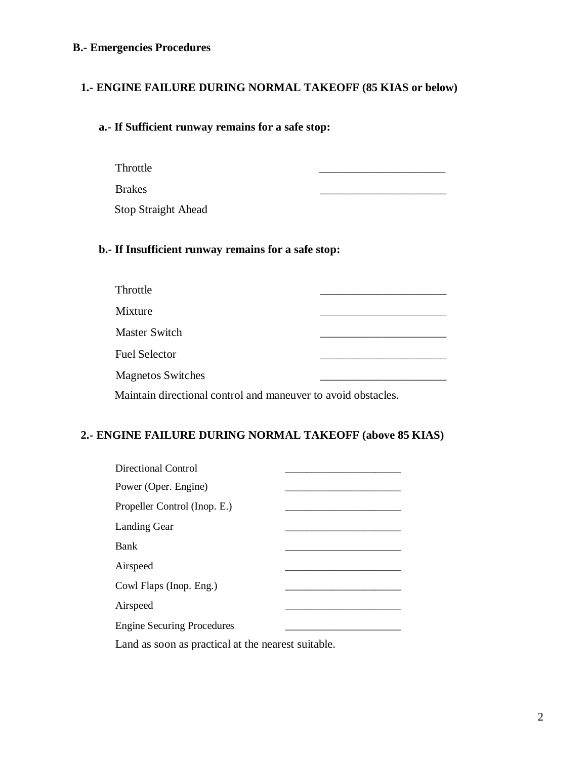## B.- Emergencies Procedures

### 1.- ENGINE FAILURE DURING NORMAL TAKEOFF (85 KIAS or below)

#### a.- If Sufficient runway remains for a safe stop:

Throttle ______________________

Brakes ______________________

Stop Straight Ahead

#### b.- If Insufficient runway remains for a safe stop:

Throttle ______________________

Mixture ______________________

Master Switch ______________________

Fuel Selector ______________________

Magnetos Switches ______________________

Maintain directional control and maneuver to avoid obstacles.

### 2.- ENGINE FAILURE DURING NORMAL TAKEOFF (above 85 KIAS)

Directional Control ______________________

Power (Oper. Engine) ______________________

Propeller Control (Inop. E.) ______________________

Landing Gear ______________________

Bank ______________________

Airspeed ______________________

Cowl Flaps (Inop. Eng.) ______________________

Airspeed ______________________

Engine Securing Procedures ______________________

Land as soon as practical at the nearest suitable.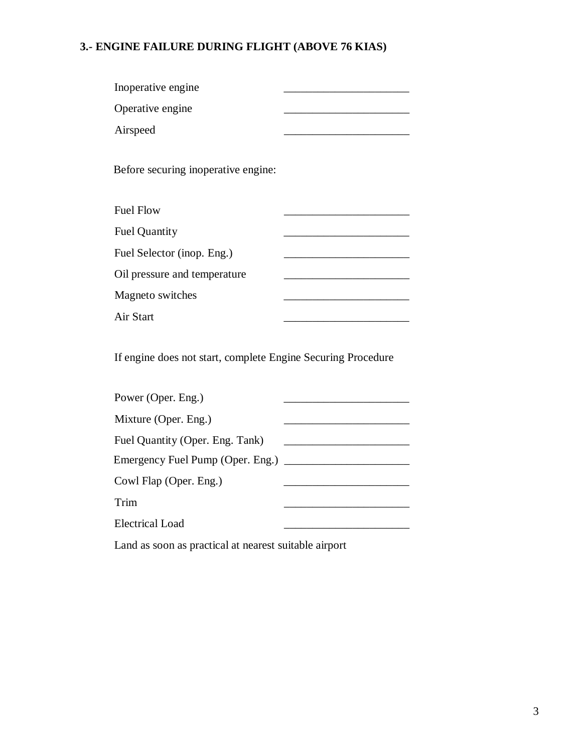## 3.- ENGINE FAILURE DURING FLIGHT (ABOVE 76 KIAS)

| | |
|---|---|
| Inoperative engine | ______________________ |
| Operative engine | ______________________ |
| Airspeed | ______________________ |

Before securing inoperative engine:

| | |
|---|---|
| Fuel Flow | ______________________ |
| Fuel Quantity | ______________________ |
| Fuel Selector (inop. Eng.) | ______________________ |
| Oil pressure and temperature | ______________________ |
| Magneto switches | ______________________ |
| Air Start | ______________________ |

If engine does not start, complete Engine Securing Procedure

| | |
|---|---|
| Power (Oper. Eng.) | ______________________ |
| Mixture (Oper. Eng.) | ______________________ |
| Fuel Quantity (Oper. Eng. Tank) | ______________________ |
| Emergency Fuel Pump (Oper. Eng.) | ______________________ |
| Cowl Flap (Oper. Eng.) | ______________________ |
| Trim | ______________________ |
| Electrical Load | ______________________ |

Land as soon as practical at nearest suitable airport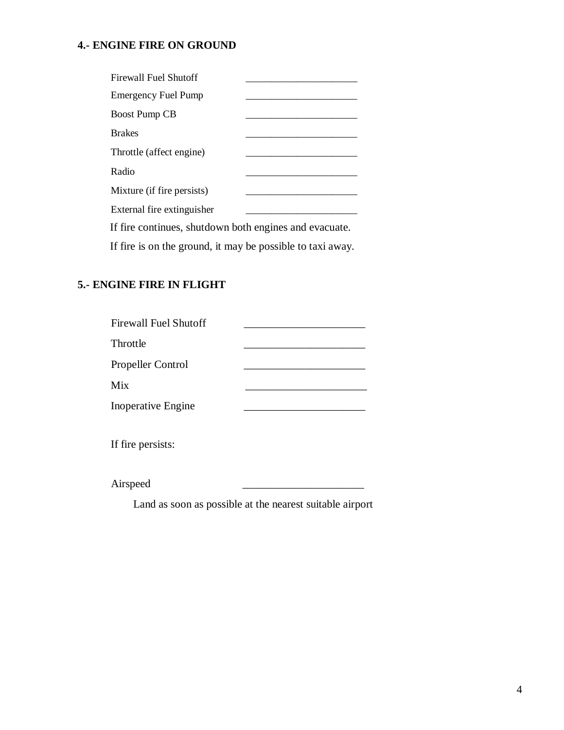**4.- ENGINE FIRE ON GROUND**

Firewall Fuel Shutoff ______________________

Emergency Fuel Pump ______________________

Boost Pump CB ______________________

Brakes ______________________

Throttle (affect engine) ______________________

Radio ______________________

Mixture (if fire persists) ______________________

External fire extinguisher ______________________

If fire continues, shutdown both engines and evacuate.

If fire is on the ground, it may be possible to taxi away.

**5.- ENGINE FIRE IN FLIGHT**

Firewall Fuel Shutoff ______________________

Throttle ______________________

Propeller Control ______________________

Mix ______________________

Inoperative Engine ______________________

If fire persists:

Airspeed ______________________

Land as soon as possible at the nearest suitable airport